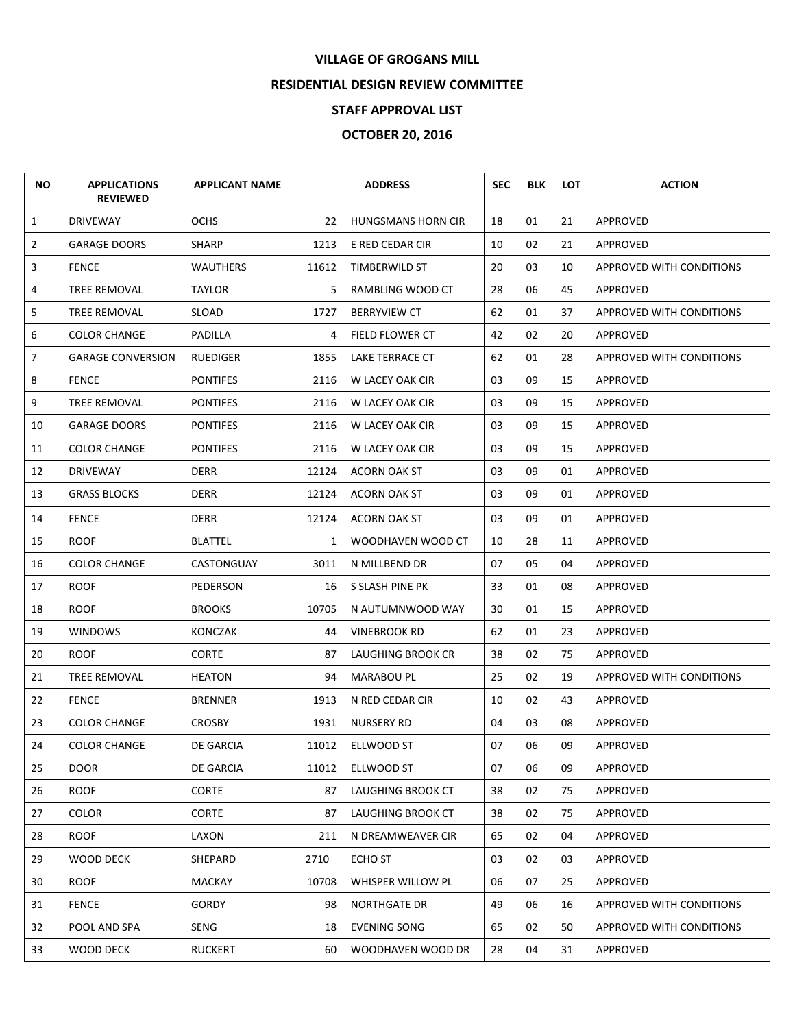# VILLAGE OF GROGANS MILL

## RESIDENTIAL DESIGN REVIEW COMMITTEE

## STAFF APPROVAL LIST

## OCTOBER 20, 2016

| NO | APPLICATIONS REVIEWED | APPLICANT NAME | ADDRESS | | SEC | BLK | LOT | ACTION |
|---|---|---|---|---|---|---|---|---|
| 1 | DRIVEWAY | OCHS | 22 | HUNGSMANS HORN CIR | 18 | 01 | 21 | APPROVED |
| 2 | GARAGE DOORS | SHARP | 1213 | E RED CEDAR CIR | 10 | 02 | 21 | APPROVED |
| 3 | FENCE | WAUTHERS | 11612 | TIMBERWILD ST | 20 | 03 | 10 | APPROVED WITH CONDITIONS |
| 4 | TREE REMOVAL | TAYLOR | 5 | RAMBLING WOOD CT | 28 | 06 | 45 | APPROVED |
| 5 | TREE REMOVAL | SLOAD | 1727 | BERRYVIEW CT | 62 | 01 | 37 | APPROVED WITH CONDITIONS |
| 6 | COLOR CHANGE | PADILLA | 4 | FIELD FLOWER CT | 42 | 02 | 20 | APPROVED |
| 7 | GARAGE CONVERSION | RUEDIGER | 1855 | LAKE TERRACE CT | 62 | 01 | 28 | APPROVED WITH CONDITIONS |
| 8 | FENCE | PONTIFES | 2116 | W LACEY OAK CIR | 03 | 09 | 15 | APPROVED |
| 9 | TREE REMOVAL | PONTIFES | 2116 | W LACEY OAK CIR | 03 | 09 | 15 | APPROVED |
| 10 | GARAGE DOORS | PONTIFES | 2116 | W LACEY OAK CIR | 03 | 09 | 15 | APPROVED |
| 11 | COLOR CHANGE | PONTIFES | 2116 | W LACEY OAK CIR | 03 | 09 | 15 | APPROVED |
| 12 | DRIVEWAY | DERR | 12124 | ACORN OAK ST | 03 | 09 | 01 | APPROVED |
| 13 | GRASS BLOCKS | DERR | 12124 | ACORN OAK ST | 03 | 09 | 01 | APPROVED |
| 14 | FENCE | DERR | 12124 | ACORN OAK ST | 03 | 09 | 01 | APPROVED |
| 15 | ROOF | BLATTEL | 1 | WOODHAVEN WOOD CT | 10 | 28 | 11 | APPROVED |
| 16 | COLOR CHANGE | CASTONGUAY | 3011 | N MILLBEND DR | 07 | 05 | 04 | APPROVED |
| 17 | ROOF | PEDERSON | 16 | S SLASH PINE PK | 33 | 01 | 08 | APPROVED |
| 18 | ROOF | BROOKS | 10705 | N AUTUMNWOOD WAY | 30 | 01 | 15 | APPROVED |
| 19 | WINDOWS | KONCZAK | 44 | VINEBROOK RD | 62 | 01 | 23 | APPROVED |
| 20 | ROOF | CORTE | 87 | LAUGHING BROOK CR | 38 | 02 | 75 | APPROVED |
| 21 | TREE REMOVAL | HEATON | 94 | MARABOU PL | 25 | 02 | 19 | APPROVED WITH CONDITIONS |
| 22 | FENCE | BRENNER | 1913 | N RED CEDAR CIR | 10 | 02 | 43 | APPROVED |
| 23 | COLOR CHANGE | CROSBY | 1931 | NURSERY RD | 04 | 03 | 08 | APPROVED |
| 24 | COLOR CHANGE | DE GARCIA | 11012 | ELLWOOD ST | 07 | 06 | 09 | APPROVED |
| 25 | DOOR | DE GARCIA | 11012 | ELLWOOD ST | 07 | 06 | 09 | APPROVED |
| 26 | ROOF | CORTE | 87 | LAUGHING BROOK CT | 38 | 02 | 75 | APPROVED |
| 27 | COLOR | CORTE | 87 | LAUGHING BROOK CT | 38 | 02 | 75 | APPROVED |
| 28 | ROOF | LAXON | 211 | N DREAMWEAVER CIR | 65 | 02 | 04 | APPROVED |
| 29 | WOOD DECK | SHEPARD | 2710 | ECHO ST | 03 | 02 | 03 | APPROVED |
| 30 | ROOF | MACKAY | 10708 | WHISPER WILLOW PL | 06 | 07 | 25 | APPROVED |
| 31 | FENCE | GORDY | 98 | NORTHGATE DR | 49 | 06 | 16 | APPROVED WITH CONDITIONS |
| 32 | POOL AND SPA | SENG | 18 | EVENING SONG | 65 | 02 | 50 | APPROVED WITH CONDITIONS |
| 33 | WOOD DECK | RUCKERT | 60 | WOODHAVEN WOOD DR | 28 | 04 | 31 | APPROVED |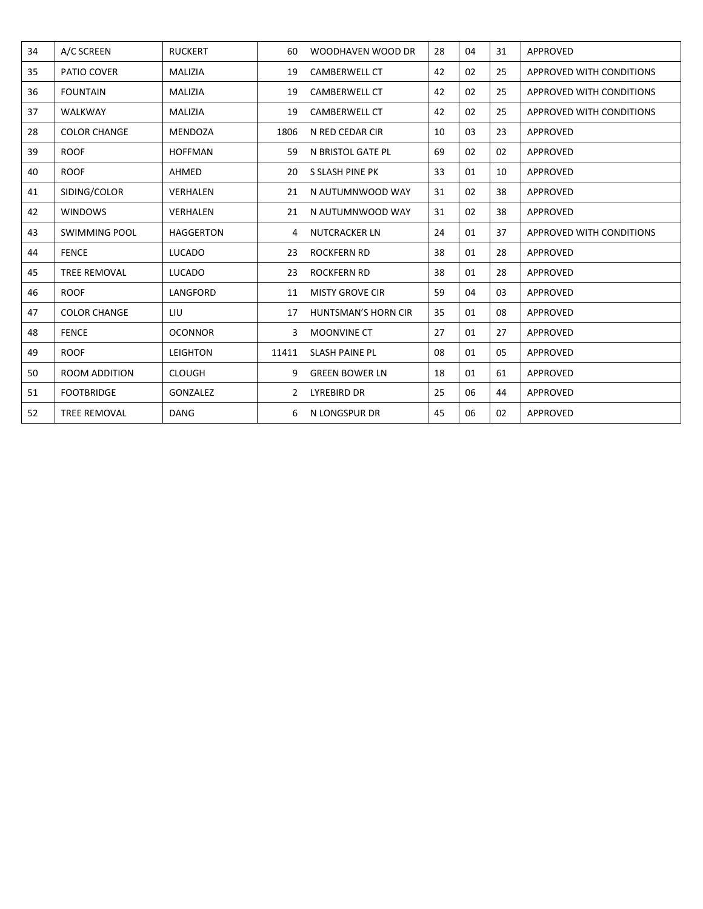| | | | | | | | | |
|---|---|---|---|---|---|---|---|---|
| 34 | A/C SCREEN | RUCKERT | 60 | WOODHAVEN WOOD DR | 28 | 04 | 31 | APPROVED |
| 35 | PATIO COVER | MALIZIA | 19 | CAMBERWELL CT | 42 | 02 | 25 | APPROVED WITH CONDITIONS |
| 36 | FOUNTAIN | MALIZIA | 19 | CAMBERWELL CT | 42 | 02 | 25 | APPROVED WITH CONDITIONS |
| 37 | WALKWAY | MALIZIA | 19 | CAMBERWELL CT | 42 | 02 | 25 | APPROVED WITH CONDITIONS |
| 28 | COLOR CHANGE | MENDOZA | 1806 | N RED CEDAR CIR | 10 | 03 | 23 | APPROVED |
| 39 | ROOF | HOFFMAN | 59 | N BRISTOL GATE PL | 69 | 02 | 02 | APPROVED |
| 40 | ROOF | AHMED | 20 | S SLASH PINE PK | 33 | 01 | 10 | APPROVED |
| 41 | SIDING/COLOR | VERHALEN | 21 | N AUTUMNWOOD WAY | 31 | 02 | 38 | APPROVED |
| 42 | WINDOWS | VERHALEN | 21 | N AUTUMNWOOD WAY | 31 | 02 | 38 | APPROVED |
| 43 | SWIMMING POOL | HAGGERTON | 4 | NUTCRACKER LN | 24 | 01 | 37 | APPROVED WITH CONDITIONS |
| 44 | FENCE | LUCADO | 23 | ROCKFERN RD | 38 | 01 | 28 | APPROVED |
| 45 | TREE REMOVAL | LUCADO | 23 | ROCKFERN RD | 38 | 01 | 28 | APPROVED |
| 46 | ROOF | LANGFORD | 11 | MISTY GROVE CIR | 59 | 04 | 03 | APPROVED |
| 47 | COLOR CHANGE | LIU | 17 | HUNTSMAN'S HORN CIR | 35 | 01 | 08 | APPROVED |
| 48 | FENCE | OCONNOR | 3 | MOONVINE CT | 27 | 01 | 27 | APPROVED |
| 49 | ROOF | LEIGHTON | 11411 | SLASH PAINE PL | 08 | 01 | 05 | APPROVED |
| 50 | ROOM ADDITION | CLOUGH | 9 | GREEN BOWER LN | 18 | 01 | 61 | APPROVED |
| 51 | FOOTBRIDGE | GONZALEZ | 2 | LYREBIRD DR | 25 | 06 | 44 | APPROVED |
| 52 | TREE REMOVAL | DANG | 6 | N LONGSPUR DR | 45 | 06 | 02 | APPROVED |